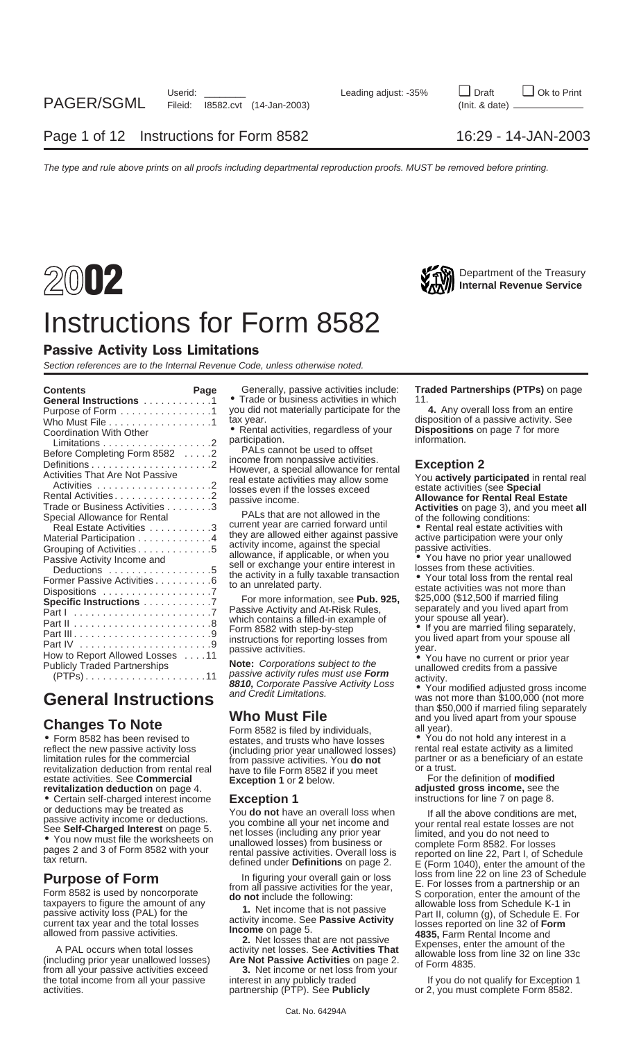# 2002 Instructions for Form 8582

Department of the Treasury
Internal Revenue Service

## Passive Activity Loss Limitations

*Section references are to the Internal Revenue Code, unless otherwise noted.*

| Contents | Page |
|---|---|
| **General Instructions** | 1 |
| Purpose of Form | 1 |
| Who Must File | 1 |
| Coordination With Other Limitations | 2 |
| Before Completing Form 8582 | 2 |
| Definitions | 2 |
| Activities That Are Not Passive Activities | 2 |
| Rental Activities | 2 |
| Trade or Business Activities | 3 |
| Special Allowance for Rental Real Estate Activities | 3 |
| Material Participation | 4 |
| Grouping of Activities | 5 |
| Passive Activity Income and Deductions | 5 |
| Former Passive Activities | 6 |
| Dispositions | 7 |
| **Specific Instructions** | 7 |
| Part I | 7 |
| Part II | 8 |
| Part III | 9 |
| Part IV | 9 |
| How to Report Allowed Losses | 11 |
| Publicly Traded Partnerships (PTPs) | 11 |

# General Instructions

## Changes To Note

- Form 8582 has been revised to reflect the new passive activity loss limitation rules for the commercial revitalization deduction from rental real estate activities. See **Commercial revitalization deduction** on page 4.
- Certain self-charged interest income or deductions may be treated as passive activity income or deductions. See **Self-Charged Interest** on page 5.
- You now must file the worksheets on pages 2 and 3 of Form 8582 with your tax return.

## Purpose of Form

Form 8582 is used by noncorporate taxpayers to figure the amount of any passive activity loss (PAL) for the current tax year and the total losses allowed from passive activities.

A PAL occurs when total losses (including prior year unallowed losses) from all your passive activities exceed the total income from all your passive activities.

Generally, passive activities include:

- Trade or business activities in which you did not materially participate for the tax year.
- Rental activities, regardless of your participation.

PALs cannot be used to offset income from nonpassive activities. However, a special allowance for rental real estate activities may allow some losses even if the losses exceed passive income.

PALs that are not allowed in the current year are carried forward until they are allowed either against passive activity income, against the special allowance, if applicable, or when you sell or exchange your entire interest in the activity in a fully taxable transaction to an unrelated party.

For more information, see **Pub. 925,** Passive Activity and At-Risk Rules, which contains a filled-in example of Form 8582 with step-by-step instructions for reporting losses from passive activities.

**Note:** *Corporations subject to the passive activity rules must use* ***Form 8810,*** *Corporate Passive Activity Loss and Credit Limitations.*

## Who Must File

Form 8582 is filed by individuals, estates, and trusts who have losses (including prior year unallowed losses) from passive activities. You **do not** have to file Form 8582 if you meet **Exception 1** or **2** below.

### Exception 1

You **do not** have an overall loss when you combine all your net income and net losses (including any prior year unallowed losses) from business or rental passive activities. Overall loss is defined under **Definitions** on page 2.

In figuring your overall gain or loss from all passive activities for the year, **do not** include the following:

**1.** Net income that is not passive activity income. See **Passive Activity Income** on page 5.

**2.** Net losses that are not passive activity net losses. See **Activities That Are Not Passive Activities** on page 2.

**3.** Net income or net loss from your interest in any publicly traded partnership (PTP). See **Publicly Traded Partnerships (PTPs)** on page 11.

**4.** Any overall loss from an entire disposition of a passive activity. See **Dispositions** on page 7 for more information.

### Exception 2

You **actively participated** in rental real estate activities (see **Special Allowance for Rental Real Estate Activities** on page 3), and you meet **all** of the following conditions:

- Rental real estate activities with active participation were your only passive activities.
- You have no prior year unallowed losses from these activities.
- Your total loss from the rental real estate activities was not more than $25,000 ($12,500 if married filing separately and you lived apart from your spouse all year).
- If you are married filing separately, you lived apart from your spouse all year.
- You have no current or prior year unallowed credits from a passive activity.
- Your modified adjusted gross income was not more than $100,000 (not more than $50,000 if married filing separately and you lived apart from your spouse all year).
- You do not hold any interest in a rental real estate activity as a limited partner or as a beneficiary of an estate or a trust.

For the definition of **modified adjusted gross income,** see the instructions for line 7 on page 8.

If all the above conditions are met, your rental real estate losses are not limited, and you do not need to complete Form 8582. For losses reported on line 22, Part I, of Schedule E (Form 1040), enter the amount of the loss from line 22 on line 23 of Schedule E. For losses from a partnership or an S corporation, enter the amount of the allowable loss from Schedule K-1 in Part II, column (g), of Schedule E. For losses reported on line 32 of **Form 4835,** Farm Rental Income and Expenses, enter the amount of the allowable loss from line 32 on line 33c of Form 4835.

If you do not qualify for Exception 1 or 2, you must complete Form 8582.

Cat. No. 64294A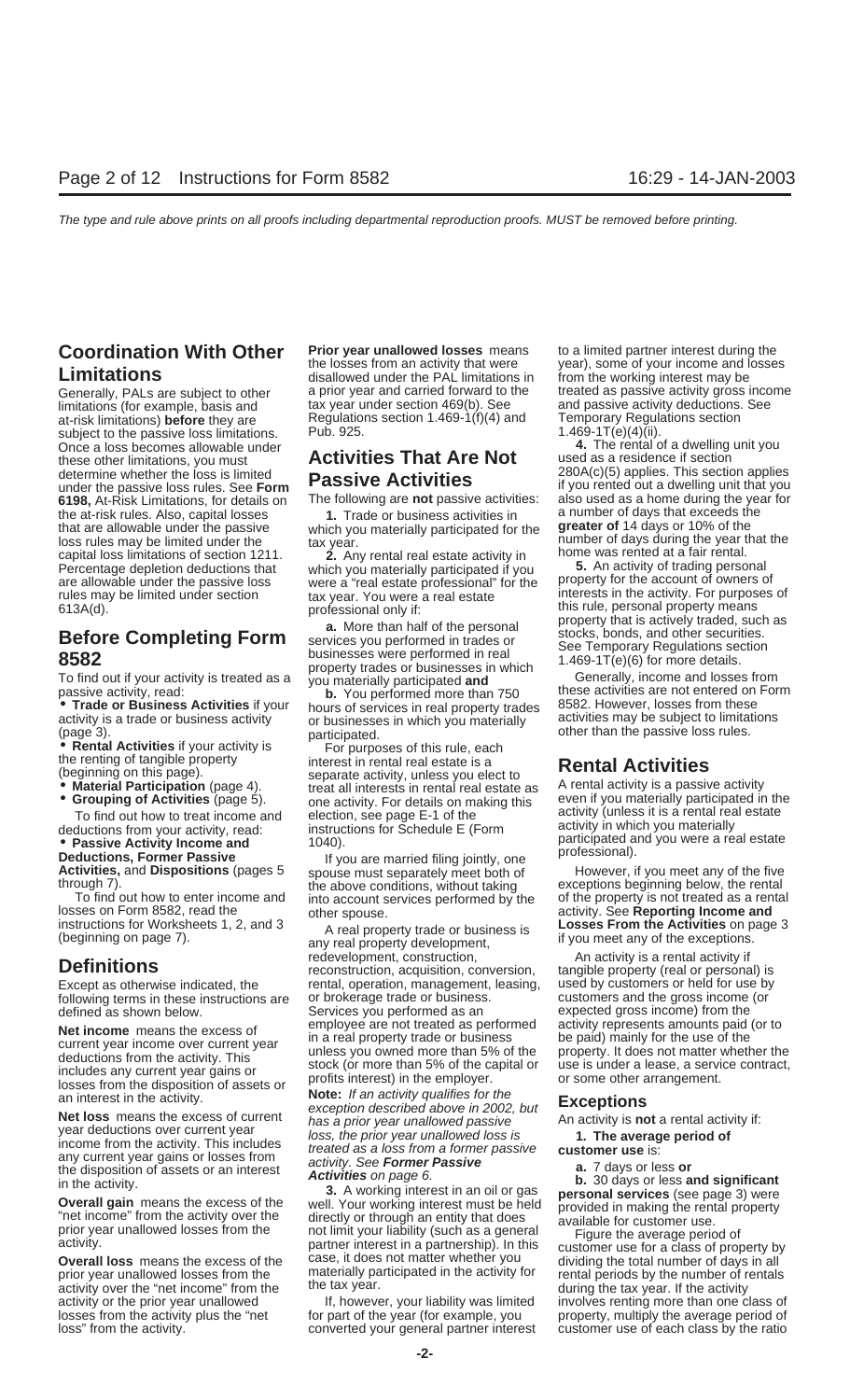## Coordination With Other Limitations

Generally, PALs are subject to other limitations (for example, basis and at-risk limitations) **before** they are subject to the passive loss limitations. Once a loss becomes allowable under these other limitations, you must determine whether the loss is limited under the passive loss rules. See **Form 6198,** At-Risk Limitations, for details on the at-risk rules. Also, capital losses that are allowable under the passive loss rules may be limited under the capital loss limitations of section 1211. Percentage depletion deductions that are allowable under the passive loss rules may be limited under section 613A(d).

## Before Completing Form 8582

To find out if your activity is treated as a passive activity, read:

- **Trade or Business Activities** if your activity is a trade or business activity (page 3).
- **Rental Activities** if your activity is the renting of tangible property (beginning on this page).
- **Material Participation** (page 4).
- **Grouping of Activities** (page 5).

To find out how to treat income and deductions from your activity, read:

- **Passive Activity Income and Deductions, Former Passive Activities,** and **Dispositions** (pages 5 through 7).

To find out how to enter income and losses on Form 8582, read the instructions for Worksheets 1, 2, and 3 (beginning on page 7).

## Definitions

Except as otherwise indicated, the following terms in these instructions are defined as shown below.

**Net income** means the excess of current year income over current year deductions from the activity. This includes any current year gains or losses from the disposition of assets or an interest in the activity.

**Net loss** means the excess of current year deductions over current year income from the activity. This includes any current year gains or losses from the disposition of assets or an interest in the activity.

**Overall gain** means the excess of the "net income" from the activity over the prior year unallowed losses from the activity.

**Overall loss** means the excess of the prior year unallowed losses from the activity over the "net income" from the activity or the prior year unallowed losses from the activity plus the "net loss" from the activity.

**Prior year unallowed losses** means the losses from an activity that were disallowed under the PAL limitations in a prior year and carried forward to the tax year under section 469(b). See Regulations section 1.469-1(f)(4) and Pub. 925.

## Activities That Are Not Passive Activities

The following are **not** passive activities:

**1.** Trade or business activities in which you materially participated for the tax year.

**2.** Any rental real estate activity in which you materially participated if you were a "real estate professional" for the tax year. You were a real estate professional only if:

**a.** More than half of the personal services you performed in trades or businesses were performed in real property trades or businesses in which you materially participated **and**

**b.** You performed more than 750 hours of services in real property trades or businesses in which you materially participated.

For purposes of this rule, each interest in rental real estate is a separate activity, unless you elect to treat all interests in rental real estate as one activity. For details on making this election, see page E-1 of the instructions for Schedule E (Form 1040).

If you are married filing jointly, one spouse must separately meet both of the above conditions, without taking into account services performed by the other spouse.

A real property trade or business is any real property development, redevelopment, construction, reconstruction, acquisition, conversion, rental, operation, management, leasing, or brokerage trade or business. Services you performed as an employee are not treated as performed in a real property trade or business unless you owned more than 5% of the stock (or more than 5% of the capital or profits interest) in the employer.

*Note: If an activity qualifies for the exception described above in 2002, but has a prior year unallowed passive loss, the prior year unallowed loss is treated as a loss from a former passive activity. See* ***Former Passive Activities*** *on page 6.*

**3.** A working interest in an oil or gas well. Your working interest must be held directly or through an entity that does not limit your liability (such as a general partner interest in a partnership). In this case, it does not matter whether you materially participated in the activity for the tax year.

If, however, your liability was limited for part of the year (for example, you converted your general partner interest to a limited partner interest during the year), some of your income and losses from the working interest may be treated as passive activity gross income and passive activity deductions. See Temporary Regulations section 1.469-1T(e)(4)(ii).

**4.** The rental of a dwelling unit you used as a residence if section 280A(c)(5) applies. This section applies if you rented out a dwelling unit that you also used as a home during the year for a number of days that exceeds the **greater of** 14 days or 10% of the number of days during the year that the home was rented at a fair rental.

**5.** An activity of trading personal property for the account of owners of interests in the activity. For purposes of this rule, personal property means property that is actively traded, such as stocks, bonds, and other securities. See Temporary Regulations section 1.469-1T(e)(6) for more details.

Generally, income and losses from these activities are not entered on Form 8582. However, losses from these activities may be subject to limitations other than the passive loss rules.

## Rental Activities

A rental activity is a passive activity even if you materially participated in the activity (unless it is a rental real estate activity in which you materially participated and you were a real estate professional).

However, if you meet any of the five exceptions beginning below, the rental of the property is not treated as a rental activity. See **Reporting Income and Losses From the Activities** on page 3 if you meet any of the exceptions.

An activity is a rental activity if tangible property (real or personal) is used by customers or held for use by customers and the gross income (or expected gross income) from the activity represents amounts paid (or to be paid) mainly for the use of the property. It does not matter whether the use is under a lease, a service contract, or some other arrangement.

### Exceptions

An activity is **not** a rental activity if:

**1. The average period of customer use** is:

**a.** 7 days or less **or**

**b.** 30 days or less **and significant personal services** (see page 3) were provided in making the rental property available for customer use.

Figure the average period of customer use for a class of property by dividing the total number of days in all rental periods by the number of rentals during the tax year. If the activity involves renting more than one class of property, multiply the average period of customer use of each class by the ratio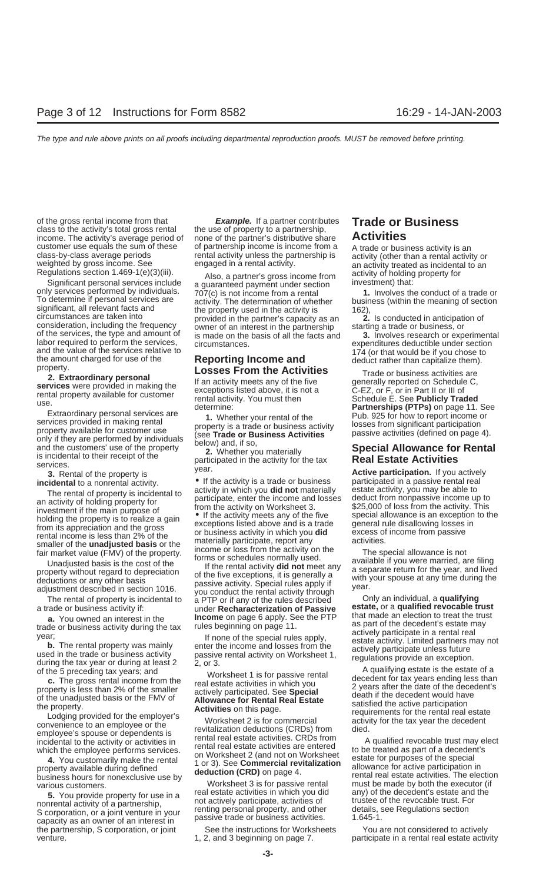of the gross rental income from that class to the activity's total gross rental income. The activity's average period of customer use equals the sum of these class-by-class average periods weighted by gross income. See Regulations section 1.469-1(e)(3)(iii).

Significant personal services include only services performed by individuals. To determine if personal services are significant, all relevant facts and circumstances are taken into consideration, including the frequency of the services, the type and amount of labor required to perform the services, and the value of the services relative to the amount charged for use of the property.

**2. Extraordinary personal services** were provided in making the rental property available for customer use.

Extraordinary personal services are services provided in making rental property available for customer use only if they are performed by individuals and the customers' use of the property is incidental to their receipt of the services.

**3.** Rental of the property is **incidental** to a nonrental activity.

The rental of property is incidental to an activity of holding property for investment if the main purpose of holding the property is to realize a gain from its appreciation and the gross rental income is less than 2% of the smaller of the **unadjusted basis** or the fair market value (FMV) of the property.

Unadjusted basis is the cost of the property without regard to depreciation deductions or any other basis adjustment described in section 1016.

The rental of property is incidental to a trade or business activity if:

**a.** You owned an interest in the trade or business activity during the tax year;

**b.** The rental property was mainly used in the trade or business activity during the tax year or during at least 2 of the 5 preceding tax years; and

**c.** The gross rental income from the property is less than 2% of the smaller of the unadjusted basis or the FMV of the property.

Lodging provided for the employer's convenience to an employee or the employee's spouse or dependents is incidental to the activity or activities in which the employee performs services.

**4.** You customarily make the rental property available during defined business hours for nonexclusive use by various customers.

**5.** You provide property for use in a nonrental activity of a partnership, S corporation, or a joint venture in your capacity as an owner of an interest in the partnership, S corporation, or joint venture.

***Example.*** If a partner contributes the use of property to a partnership, none of the partner's distributive share of partnership income is income from a rental activity unless the partnership is engaged in a rental activity.

Also, a partner's gross income from a guaranteed payment under section 707(c) is not income from a rental activity. The determination of whether the property used in the activity is provided in the partner's capacity as an owner of an interest in the partnership is made on the basis of all the facts and circumstances.

## Reporting Income and Losses From the Activities

If an activity meets any of the five exceptions listed above, it is not a rental activity. You must then determine:

**1.** Whether your rental of the property is a trade or business activity (see **Trade or Business Activities** below) and, if so,

**2.** Whether you materially participated in the activity for the tax year.

- If the activity is a trade or business activity in which you **did not** materially participate, enter the income and losses from the activity on Worksheet 3.
- If the activity meets any of the five exceptions listed above and is a trade or business activity in which you **did** materially participate, report any income or loss from the activity on the forms or schedules normally used.

If the rental activity **did not** meet any of the five exceptions, it is generally a passive activity. Special rules apply if you conduct the rental activity through a PTP or if any of the rules described under **Recharacterization of Passive Income** on page 6 apply. See the PTP rules beginning on page 11.

If none of the special rules apply, enter the income and losses from the passive rental activity on Worksheet 1, 2, or 3.

Worksheet 1 is for passive rental real estate activities in which you actively participated. See **Special Allowance for Rental Real Estate Activities** on this page.

Worksheet 2 is for commercial revitalization deductions (CRDs) from rental real estate activities. CRDs from rental real estate activities are entered on Worksheet 2 (and not on Worksheet 1 or 3). See **Commercial revitalization deduction (CRD)** on page 4.

Worksheet 3 is for passive rental real estate activities in which you did not actively participate, activities of renting personal property, and other passive trade or business activities.

See the instructions for Worksheets 1, 2, and 3 beginning on page 7.

## Trade or Business Activities

A trade or business activity is an activity (other than a rental activity or an activity treated as incidental to an activity of holding property for investment) that:

**1.** Involves the conduct of a trade or business (within the meaning of section 162),

**2.** Is conducted in anticipation of starting a trade or business, or

**3.** Involves research or experimental expenditures deductible under section 174 (or that would be if you chose to deduct rather than capitalize them).

Trade or business activities are generally reported on Schedule C, C-EZ, or F, or in Part II or III of Schedule E. See **Publicly Traded Partnerships (PTPs)** on page 11. See Pub. 925 for how to report income or losses from significant participation passive activities (defined on page 4).

## Special Allowance for Rental Real Estate Activities

**Active participation.** If you actively participated in a passive rental real estate activity, you may be able to deduct from nonpassive income up to $25,000 of loss from the activity. This special allowance is an exception to the general rule disallowing losses in excess of income from passive activities.

The special allowance is not available if you were married, are filing a separate return for the year, and lived with your spouse at any time during the year.

Only an individual, a **qualifying estate,** or a **qualified revocable trust** that made an election to treat the trust as part of the decedent's estate may actively participate in a rental real estate activity. Limited partners may not actively participate unless future regulations provide an exception.

A qualifying estate is the estate of a decedent for tax years ending less than 2 years after the date of the decedent's death if the decedent would have satisfied the active participation requirements for the rental real estate activity for the tax year the decedent died.

A qualified revocable trust may elect to be treated as part of a decedent's estate for purposes of the special allowance for active participation in rental real estate activities. The election must be made by both the executor (if any) of the decedent's estate and the trustee of the revocable trust. For details, see Regulations section 1.645-1.

You are not considered to actively participate in a rental real estate activity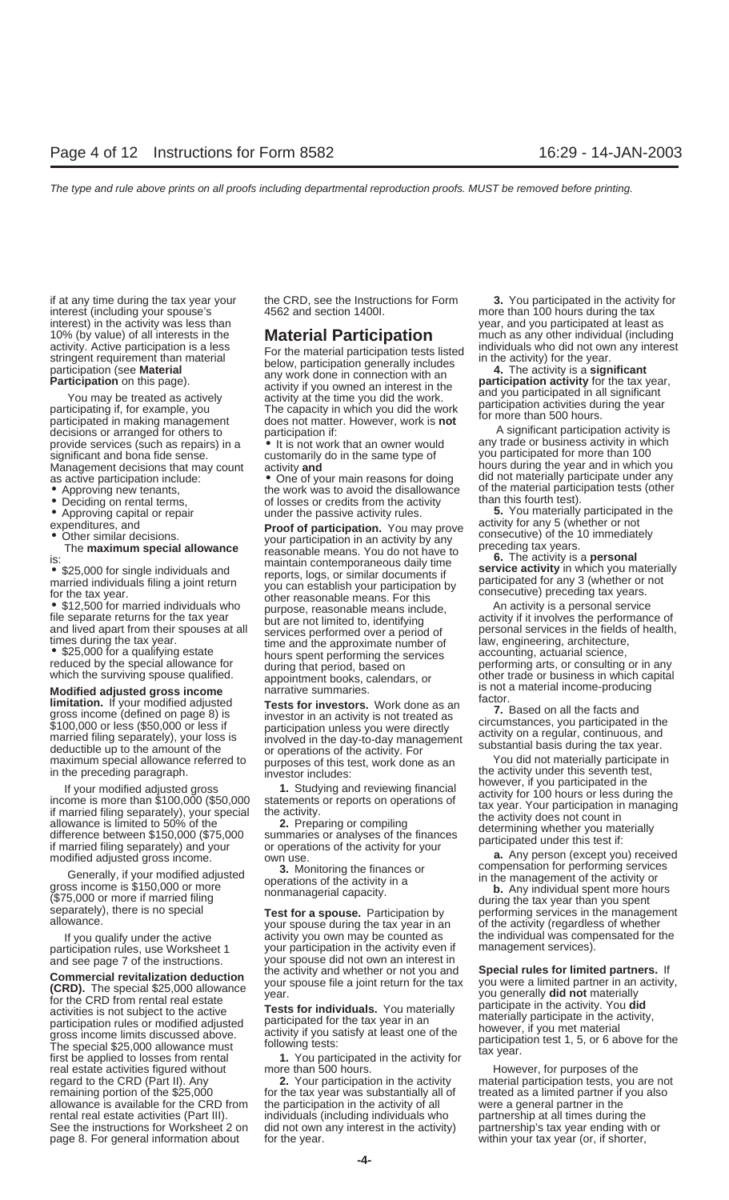if at any time during the tax year your interest (including your spouse's interest) in the activity was less than 10% (by value) of all interests in the activity. Active participation is a less stringent requirement than material participation (see **Material Participation** on this page).

You may be treated as actively participating if, for example, you participated in making management decisions or arranged for others to provide services (such as repairs) in a significant and bona fide sense. Management decisions that may count as active participation include:

- Approving new tenants,
- Deciding on rental terms,
- Approving capital or repair expenditures, and
- Other similar decisions.

The **maximum special allowance** is:

- $25,000 for single individuals and married individuals filing a joint return for the tax year.
- $12,500 for married individuals who file separate returns for the tax year and lived apart from their spouses at all times during the tax year.
- $25,000 for a qualifying estate reduced by the special allowance for which the surviving spouse qualified.

**Modified adjusted gross income limitation.** If your modified adjusted gross income (defined on page 8) is $100,000 or less ($50,000 or less if married filing separately), your loss is deductible up to the amount of the maximum special allowance referred to in the preceding paragraph.

If your modified adjusted gross income is more than $100,000 ($50,000 if married filing separately), your special allowance is limited to 50% of the difference between $150,000 ($75,000 if married filing separately) and your modified adjusted gross income.

Generally, if your modified adjusted gross income is $150,000 or more ($75,000 or more if married filing separately), there is no special allowance.

If you qualify under the active participation rules, use Worksheet 1 and see page 7 of the instructions.

**Commercial revitalization deduction (CRD).** The special $25,000 allowance for the CRD from rental real estate activities is not subject to the active participation rules or modified adjusted gross income limits discussed above. The special $25,000 allowance must first be applied to losses from rental real estate activities figured without regard to the CRD (Part II). Any remaining portion of the $25,000 allowance is available for the CRD from rental real estate activities (Part III). See the instructions for Worksheet 2 on page 8. For general information about the CRD, see the Instructions for Form 4562 and section 1400I.

## Material Participation

For the material participation tests listed below, participation generally includes any work done in connection with an activity if you owned an interest in the activity at the time you did the work. The capacity in which you did the work does not matter. However, work is **not** participation if:

- It is not work that an owner would customarily do in the same type of activity **and**
- One of your main reasons for doing the work was to avoid the disallowance of losses or credits from the activity under the passive activity rules.

**Proof of participation.** You may prove your participation in an activity by any reasonable means. You do not have to maintain contemporaneous daily time reports, logs, or similar documents if you can establish your participation by other reasonable means. For this purpose, reasonable means include, but are not limited to, identifying services performed over a period of time and the approximate number of hours spent performing the services during that period, based on appointment books, calendars, or narrative summaries.

**Tests for investors.** Work done as an investor in an activity is not treated as participation unless you were directly involved in the day-to-day management or operations of the activity. For purposes of this test, work done as an investor includes:

1. Studying and reviewing financial statements or reports on operations of the activity.
2. Preparing or compiling summaries or analyses of the finances or operations of the activity for your own use.
3. Monitoring the finances or operations of the activity in a nonmanagerial capacity.

**Test for a spouse.** Participation by your spouse during the tax year in an activity you own may be counted as your participation in the activity even if your spouse did not own an interest in the activity and whether or not you and your spouse file a joint return for the tax year.

**Tests for individuals.** You materially participated for the tax year in an activity if you satisfy at least one of the following tests:

**1.** You participated in the activity for more than 500 hours.

**2.** Your participation in the activity for the tax year was substantially all of the participation in the activity of all individuals (including individuals who did not own any interest in the activity) for the year.

**3.** You participated in the activity for more than 100 hours during the tax year, and you participated at least as much as any other individual (including individuals who did not own any interest in the activity) for the year.

**4.** The activity is a **significant participation activity** for the tax year, and you participated in all significant participation activities during the year for more than 500 hours.

A significant participation activity is any trade or business activity in which you participated for more than 100 hours during the year and in which you did not materially participate under any of the material participation tests (other than this fourth test).

**5.** You materially participated in the activity for any 5 (whether or not consecutive) of the 10 immediately preceding tax years.

**6.** The activity is a **personal service activity** in which you materially participated for any 3 (whether or not consecutive) preceding tax years.

An activity is a personal service activity if it involves the performance of personal services in the fields of health, law, engineering, architecture, accounting, actuarial science, performing arts, or consulting or in any other trade or business in which capital is not a material income-producing factor.

**7.** Based on all the facts and circumstances, you participated in the activity on a regular, continuous, and substantial basis during the tax year.

You did not materially participate in the activity under this seventh test, however, if you participated in the activity for 100 hours or less during the tax year. Your participation in managing the activity does not count in determining whether you materially participated under this test if:

**a.** Any person (except you) received compensation for performing services in the management of the activity or

**b.** Any individual spent more hours during the tax year than you spent performing services in the management of the activity (regardless of whether the individual was compensated for the management services).

**Special rules for limited partners.** If you were a limited partner in an activity, you generally **did not** materially participate in the activity. You **did** materially participate in the activity, however, if you met material participation test 1, 5, or 6 above for the tax year.

However, for purposes of the material participation tests, you are not treated as a limited partner if you also were a general partner in the partnership at all times during the partnership's tax year ending with or within your tax year (or, if shorter,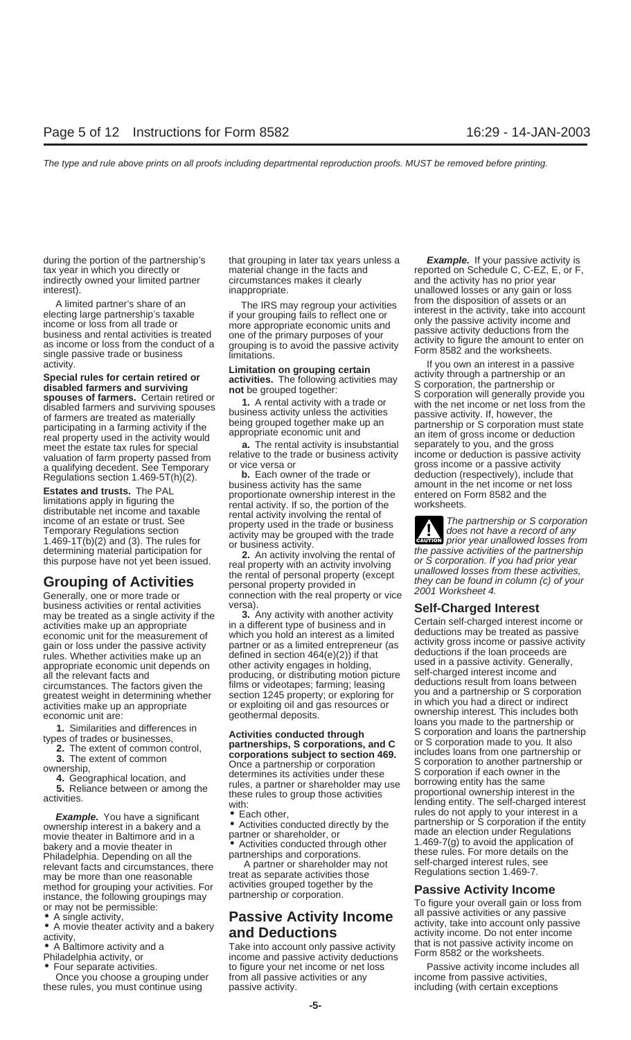during the portion of the partnership's tax year in which you directly or indirectly owned your limited partner interest).

A limited partner's share of an electing large partnership's taxable income or loss from all trade or business and rental activities is treated as income or loss from the conduct of a single passive trade or business activity.

**Special rules for certain retired or disabled farmers and surviving spouses of farmers.** Certain retired or disabled farmers and surviving spouses of farmers are treated as materially participating in a farming activity if the real property used in the activity would meet the estate tax rules for special valuation of farm property passed from a qualifying decedent. See Temporary Regulations section 1.469-5T(h)(2).

**Estates and trusts.** The PAL limitations apply in figuring the distributable net income and taxable income of an estate or trust. See Temporary Regulations section 1.469-1T(b)(2) and (3). The rules for determining material participation for this purpose have not yet been issued.

## Grouping of Activities

Generally, one or more trade or business activities or rental activities may be treated as a single activity if the activities make up an appropriate economic unit for the measurement of gain or loss under the passive activity rules. Whether activities make up an appropriate economic unit depends on all the relevant facts and circumstances. The factors given the greatest weight in determining whether activities make up an appropriate economic unit are:

1. Similarities and differences in types of trades or businesses,
2. The extent of common control,
3. The extent of common ownership,
4. Geographical location, and
5. Reliance between or among the activities.

***Example.*** You have a significant ownership interest in a bakery and a movie theater in Baltimore and in a bakery and a movie theater in Philadelphia. Depending on all the relevant facts and circumstances, there may be more than one reasonable method for grouping your activities. For instance, the following groupings may or may not be permissible:

- A single activity,
- A movie theater activity and a bakery activity,
- A Baltimore activity and a Philadelphia activity, or
- Four separate activities.

Once you choose a grouping under these rules, you must continue using that grouping in later tax years unless a material change in the facts and circumstances makes it clearly inappropriate.

The IRS may regroup your activities if your grouping fails to reflect one or more appropriate economic units and one of the primary purposes of your grouping is to avoid the passive activity limitations.

**Limitation on grouping certain activities.** The following activities may **not** be grouped together:

**1.** A rental activity with a trade or business activity unless the activities being grouped together make up an appropriate economic unit and

**a.** The rental activity is insubstantial relative to the trade or business activity or vice versa or

**b.** Each owner of the trade or business activity has the same proportionate ownership interest in the rental activity. If so, the portion of the rental activity involving the rental of property used in the trade or business activity may be grouped with the trade or business activity.

**2.** An activity involving the rental of real property with an activity involving the rental of personal property (except personal property provided in connection with the real property or vice versa).

**3.** Any activity with another activity in a different type of business and in which you hold an interest as a limited partner or as a limited entrepreneur (as defined in section 464(e)(2)) if that other activity engages in holding, producing, or distributing motion picture films or videotapes; farming; leasing section 1245 property; or exploring for or exploiting oil and gas resources or geothermal deposits.

**Activities conducted through partnerships, S corporations, and C corporations subject to section 469.** Once a partnership or corporation determines its activities under these rules, a partner or shareholder may use these rules to group those activities with:

- Each other,
- Activities conducted directly by the partner or shareholder, or
- Activities conducted through other partnerships and corporations.

A partner or shareholder may not treat as separate activities those activities grouped together by the partnership or corporation.

## Passive Activity Income and Deductions

Take into account only passive activity income and passive activity deductions to figure your net income or net loss from all passive activities or any passive activity.

***Example.*** If your passive activity is reported on Schedule C, C-EZ, E, or F, and the activity has no prior year unallowed losses or any gain or loss from the disposition of assets or an interest in the activity, take into account only the passive activity income and passive activity deductions from the activity to figure the amount to enter on Form 8582 and the worksheets.

If you own an interest in a passive activity through a partnership or an S corporation, the partnership or S corporation will generally provide you with the net income or net loss from the passive activity. If, however, the partnership or S corporation must state an item of gross income or deduction separately to you, and the gross income or deduction is passive activity gross income or a passive activity deduction (respectively), include that amount in the net income or net loss entered on Form 8582 and the worksheets.

**CAUTION:** *The partnership or S corporation does not have a record of any prior year unallowed losses from the passive activities of the partnership or S corporation. If you had prior year unallowed losses from these activities, they can be found in column (c) of your 2001 Worksheet 4.*

### Self-Charged Interest

Certain self-charged interest income or deductions may be treated as passive activity gross income or passive activity deductions if the loan proceeds are used in a passive activity. Generally, self-charged interest income and deductions result from loans between you and a partnership or S corporation in which you had a direct or indirect ownership interest. This includes both loans you made to the partnership or S corporation and loans the partnership or S corporation made to you. It also includes loans from one partnership or S corporation to another partnership or S corporation if each owner in the borrowing entity has the same proportional ownership interest in the lending entity. The self-charged interest rules do not apply to your interest in a partnership or S corporation if the entity made an election under Regulations 1.469-7(g) to avoid the application of these rules. For more details on the self-charged interest rules, see Regulations section 1.469-7.

### Passive Activity Income

To figure your overall gain or loss from all passive activities or any passive activity, take into account only passive activity income. Do not enter income that is not passive activity income on Form 8582 or the worksheets.

Passive activity income includes all income from passive activities, including (with certain exceptions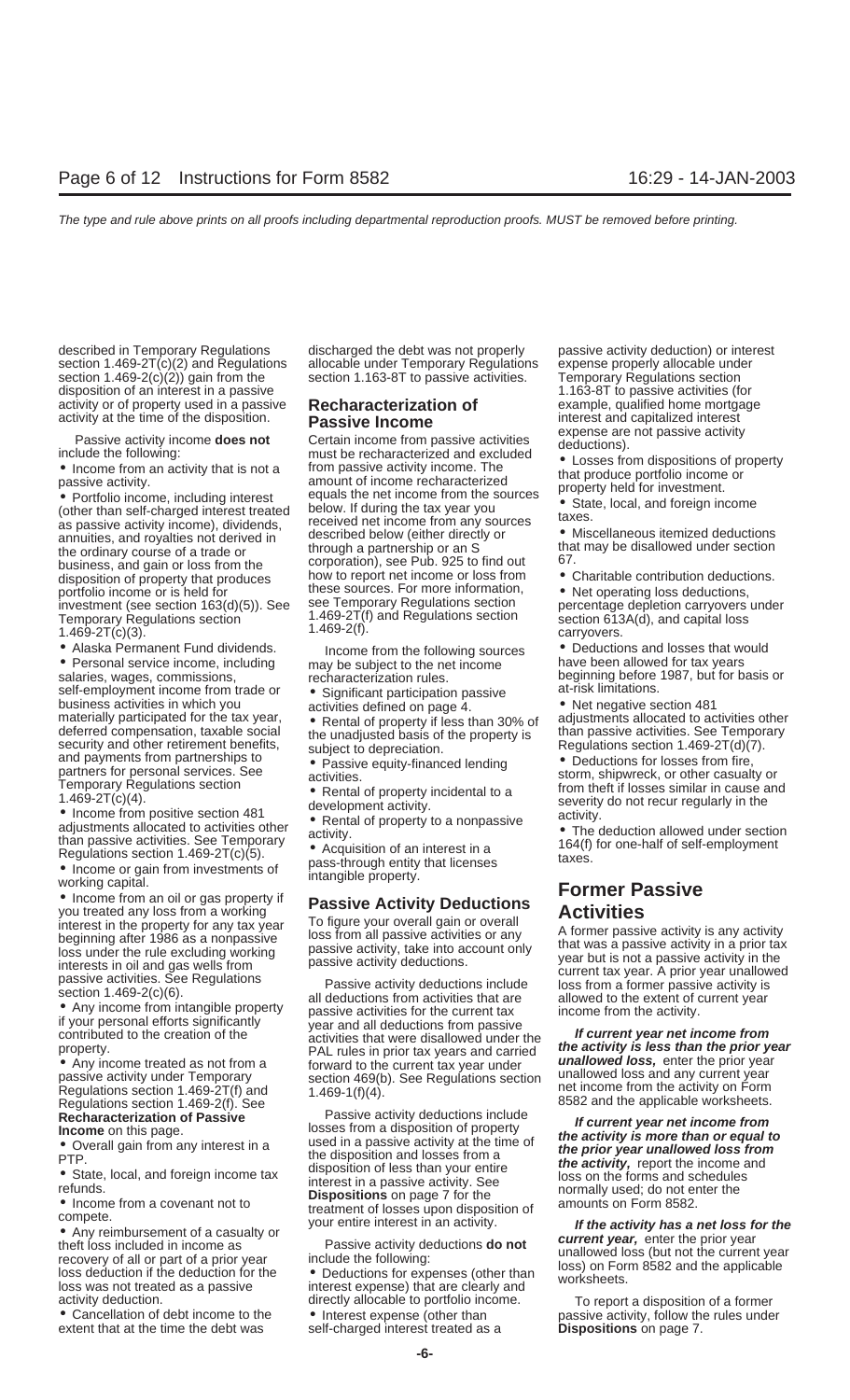described in Temporary Regulations section 1.469-2T(c)(2) and Regulations section 1.469-2(c)(2)) gain from the disposition of an interest in a passive activity or of property used in a passive activity at the time of the disposition.

Passive activity income **does not** include the following:

- Income from an activity that is not a passive activity.
- Portfolio income, including interest (other than self-charged interest treated as passive activity income), dividends, annuities, and royalties not derived in the ordinary course of a trade or business, and gain or loss from the disposition of property that produces portfolio income or is held for investment (see section 163(d)(5)). See Temporary Regulations section 1.469-2T(c)(3).
- Alaska Permanent Fund dividends.
- Personal service income, including salaries, wages, commissions, self-employment income from trade or business activities in which you materially participated for the tax year, deferred compensation, taxable social security and other retirement benefits, and payments from partnerships to partners for personal services. See Temporary Regulations section 1.469-2T(c)(4).
- Income from positive section 481 adjustments allocated to activities other than passive activities. See Temporary Regulations section 1.469-2T(c)(5).
- Income or gain from investments of working capital.
- Income from an oil or gas property if you treated any loss from a working interest in the property for any tax year beginning after 1986 as a nonpassive loss under the rule excluding working interests in oil and gas wells from passive activities. See Regulations section 1.469-2(c)(6).
- Any income from intangible property if your personal efforts significantly contributed to the creation of the property.
- Any income treated as not from a passive activity under Temporary Regulations section 1.469-2T(f) and Regulations section 1.469-2(f). See **Recharacterization of Passive Income** on this page.
- Overall gain from any interest in a PTP.
- State, local, and foreign income tax refunds.
- Income from a covenant not to compete.
- Any reimbursement of a casualty or theft loss included in income as recovery of all or part of a prior year loss deduction if the deduction for the loss was not treated as a passive activity deduction.
- Cancellation of debt income to the extent that at the time the debt was discharged the debt was not properly allocable under Temporary Regulations section 1.163-8T to passive activities.

## Recharacterization of Passive Income

Certain income from passive activities must be recharacterized and excluded from passive activity income. The amount of income recharacterized equals the net income from the sources below. If during the tax year you received net income from any sources described below (either directly or through a partnership or an S corporation), see Pub. 925 to find out how to report net income or loss from these sources. For more information, see Temporary Regulations section 1.469-2T(f) and Regulations section 1.469-2(f).

Income from the following sources may be subject to the net income recharacterization rules.

- Significant participation passive activities defined on page 4.
- Rental of property if less than 30% of the unadjusted basis of the property is subject to depreciation.
- Passive equity-financed lending activities.
- Rental of property incidental to a development activity.
- Rental of property to a nonpassive activity.
- Acquisition of an interest in a pass-through entity that licenses intangible property.

## Passive Activity Deductions

To figure your overall gain or overall loss from all passive activities or any passive activity, take into account only passive activity deductions.

Passive activity deductions include all deductions from activities that are passive activities for the current tax year and all deductions from passive activities that were disallowed under the PAL rules in prior tax years and carried forward to the current tax year under section 469(b). See Regulations section 1.469-1(f)(4).

Passive activity deductions include losses from a disposition of property used in a passive activity at the time of the disposition and losses from a disposition of less than your entire interest in a passive activity. See **Dispositions** on page 7 for the treatment of losses upon disposition of your entire interest in an activity.

Passive activity deductions **do not** include the following:

- Deductions for expenses (other than interest expense) that are clearly and directly allocable to portfolio income.
- Interest expense (other than self-charged interest treated as a passive activity deduction) or interest expense properly allocable under Temporary Regulations section 1.163-8T to passive activities (for example, qualified home mortgage interest and capitalized interest expense are not passive activity deductions).
- Losses from dispositions of property that produce portfolio income or property held for investment.
- State, local, and foreign income taxes.
- Miscellaneous itemized deductions that may be disallowed under section 67.
- Charitable contribution deductions.
- Net operating loss deductions, percentage depletion carryovers under section 613A(d), and capital loss carryovers.
- Deductions and losses that would have been allowed for tax years beginning before 1987, but for basis or at-risk limitations.
- Net negative section 481 adjustments allocated to activities other than passive activities. See Temporary Regulations section 1.469-2T(d)(7).
- Deductions for losses from fire, storm, shipwreck, or other casualty or from theft if losses similar in cause and severity do not recur regularly in the activity.
- The deduction allowed under section 164(f) for one-half of self-employment taxes.

## Former Passive Activities

A former passive activity is any activity that was a passive activity in a prior tax year but is not a passive activity in the current tax year. A prior year unallowed loss from a former passive activity is allowed to the extent of current year income from the activity.

***If current year net income from the activity is less than the prior year unallowed loss,*** enter the prior year unallowed loss and any current year net income from the activity on Form 8582 and the applicable worksheets.

***If current year net income from the activity is more than or equal to the prior year unallowed loss from the activity,*** report the income and loss on the forms and schedules normally used; do not enter the amounts on Form 8582.

***If the activity has a net loss for the current year,*** enter the prior year unallowed loss (but not the current year loss) on Form 8582 and the applicable worksheets.

To report a disposition of a former passive activity, follow the rules under **Dispositions** on page 7.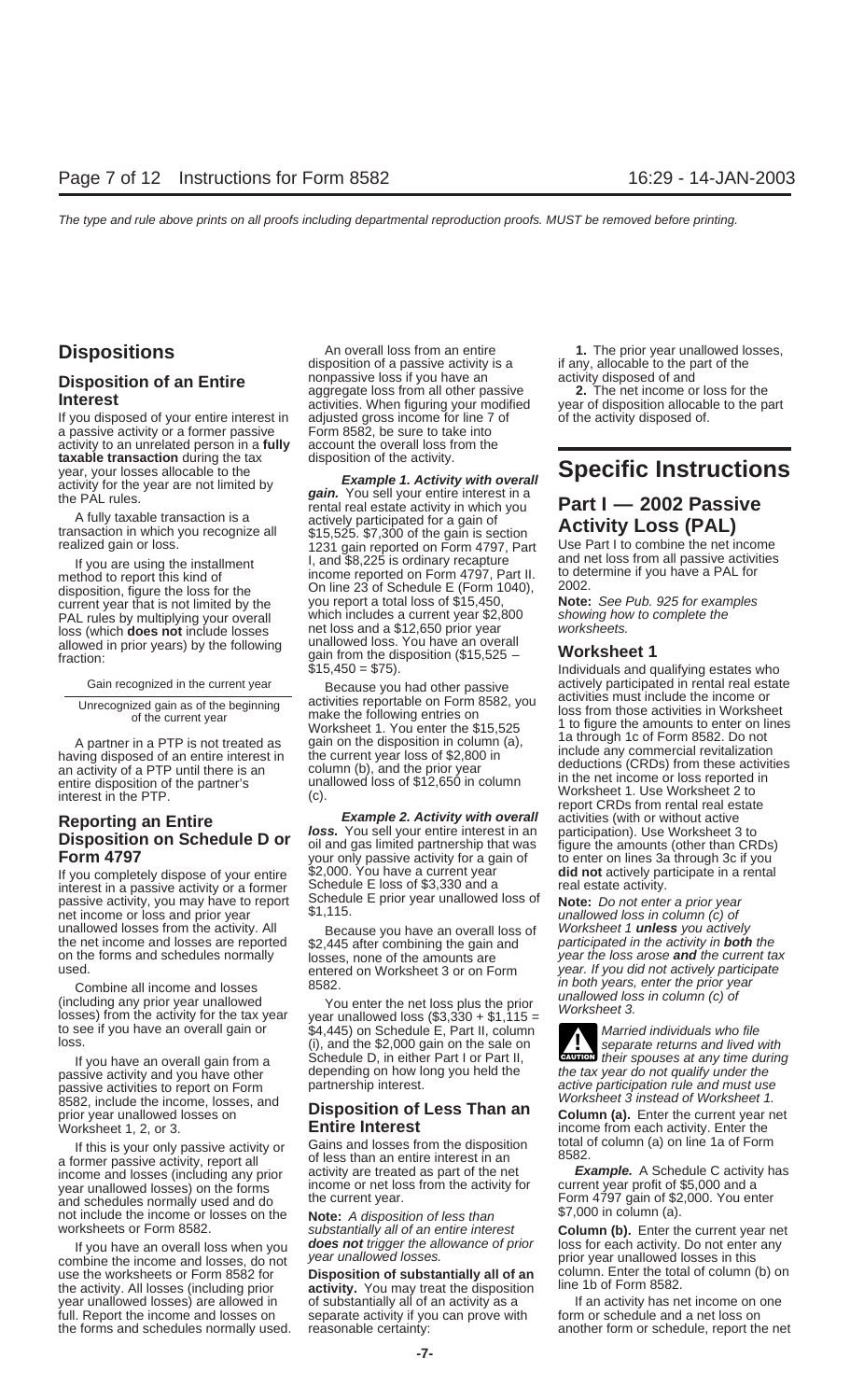## Dispositions

### Disposition of an Entire Interest

If you disposed of your entire interest in a passive activity or a former passive activity to an unrelated person in a **fully taxable transaction** during the tax year, your losses allocable to the activity for the year are not limited by the PAL rules.

A fully taxable transaction is a transaction in which you recognize all realized gain or loss.

If you are using the installment method to report this kind of disposition, figure the loss for the current year that is not limited by the PAL rules by multiplying your overall loss (which **does not** include losses allowed in prior years) by the following fraction:

$$\frac{\text{Gain recognized in the current year}}{\text{Unrecognized gain as of the beginning of the current year}}$$

A partner in a PTP is not treated as having disposed of an entire interest in an activity of a PTP until there is an entire disposition of the partner's interest in the PTP.

### Reporting an Entire Disposition on Schedule D or Form 4797

If you completely dispose of your entire interest in a passive activity or a former passive activity, you may have to report net income or loss and prior year unallowed losses from the activity. All the net income and losses are reported on the forms and schedules normally used.

Combine all income and losses (including any prior year unallowed losses) from the activity for the tax year to see if you have an overall gain or loss.

If you have an overall gain from a passive activity and you have other passive activities to report on Form 8582, include the income, losses, and prior year unallowed losses on Worksheet 1, 2, or 3.

If this is your only passive activity or a former passive activity, report all income and losses (including any prior year unallowed losses) on the forms and schedules normally used and do not include the income or losses on the worksheets or Form 8582.

If you have an overall loss when you combine the income and losses, do not use the worksheets or Form 8582 for the activity. All losses (including prior year unallowed losses) are allowed in full. Report the income and losses on the forms and schedules normally used.

An overall loss from an entire disposition of a passive activity is a nonpassive loss if you have an aggregate loss from all other passive activities. When figuring your modified adjusted gross income for line 7 of Form 8582, be sure to take into account the overall loss from the disposition of the activity.

***Example 1. Activity with overall gain.*** You sell your entire interest in a rental real estate activity in which you actively participated for a gain of $15,525. $7,300 of the gain is section 1231 gain reported on Form 4797, Part I, and $8,225 is ordinary recapture income reported on Form 4797, Part II. On line 23 of Schedule E (Form 1040), you report a total loss of $15,450, which includes a current year $2,800 net loss and a $12,650 prior year unallowed loss. You have an overall gain from the disposition ($15,525 − $15,450 = $75).

Because you had other passive activities reportable on Form 8582, you make the following entries on Worksheet 1. You enter the $15,525 gain on the disposition in column (a), the current year loss of $2,800 in column (b), and the prior year unallowed loss of $12,650 in column (c).

***Example 2. Activity with overall loss.*** You sell your entire interest in an oil and gas limited partnership that was your only passive activity for a gain of $2,000. You have a current year Schedule E loss of $3,330 and a Schedule E prior year unallowed loss of $1,115.

Because you have an overall loss of $2,445 after combining the gain and losses, none of the amounts are entered on Worksheet 3 or on Form 8582.

You enter the net loss plus the prior year unallowed loss ($3,330 + $1,115 = $4,445) on Schedule E, Part II, column (i), and the $2,000 gain on the sale on Schedule D, in either Part I or Part II, depending on how long you held the partnership interest.

### Disposition of Less Than an Entire Interest

Gains and losses from the disposition of less than an entire interest in an activity are treated as part of the net income or net loss from the activity for the current year.

**Note:** *A disposition of less than substantially all of an entire interest* ***does not*** *trigger the allowance of prior year unallowed losses.*

**Disposition of substantially all of an activity.** You may treat the disposition of substantially all of an activity as a separate activity if you can prove with reasonable certainty:

**1.** The prior year unallowed losses, if any, allocable to the part of the activity disposed of and

**2.** The net income or loss for the year of disposition allocable to the part of the activity disposed of.

# Specific Instructions

## Part I — 2002 Passive Activity Loss (PAL)

Use Part I to combine the net income and net loss from all passive activities to determine if you have a PAL for 2002.

**Note:** *See Pub. 925 for examples showing how to complete the worksheets.*

### Worksheet 1

Individuals and qualifying estates who actively participated in rental real estate activities must include the income or loss from those activities in Worksheet 1 to figure the amounts to enter on lines 1a through 1c of Form 8582. Do not include any commercial revitalization deductions (CRDs) from these activities in the net income or loss reported in Worksheet 1. Use Worksheet 2 to report CRDs from rental real estate activities (with or without active participation). Use Worksheet 3 to figure the amounts (other than CRDs) to enter on lines 3a through 3c if you **did not** actively participate in a rental real estate activity.

**Note:** *Do not enter a prior year unallowed loss in column (c) of Worksheet 1* ***unless*** *you actively participated in the activity in* ***both*** *the year the loss arose* ***and*** *the current tax year. If you did not actively participate in both years, enter the prior year unallowed loss in column (c) of Worksheet 3.*

**CAUTION:** *Married individuals who file separate returns and lived with their spouses at any time during the tax year do not qualify under the active participation rule and must use Worksheet 3 instead of Worksheet 1.*

**Column (a).** Enter the current year net income from each activity. Enter the total of column (a) on line 1a of Form 8582.

***Example.*** A Schedule C activity has current year profit of $5,000 and a Form 4797 gain of $2,000. You enter $7,000 in column (a).

**Column (b).** Enter the current year net loss for each activity. Do not enter any prior year unallowed losses in this column. Enter the total of column (b) on line 1b of Form 8582.

If an activity has net income on one form or schedule and a net loss on another form or schedule, report the net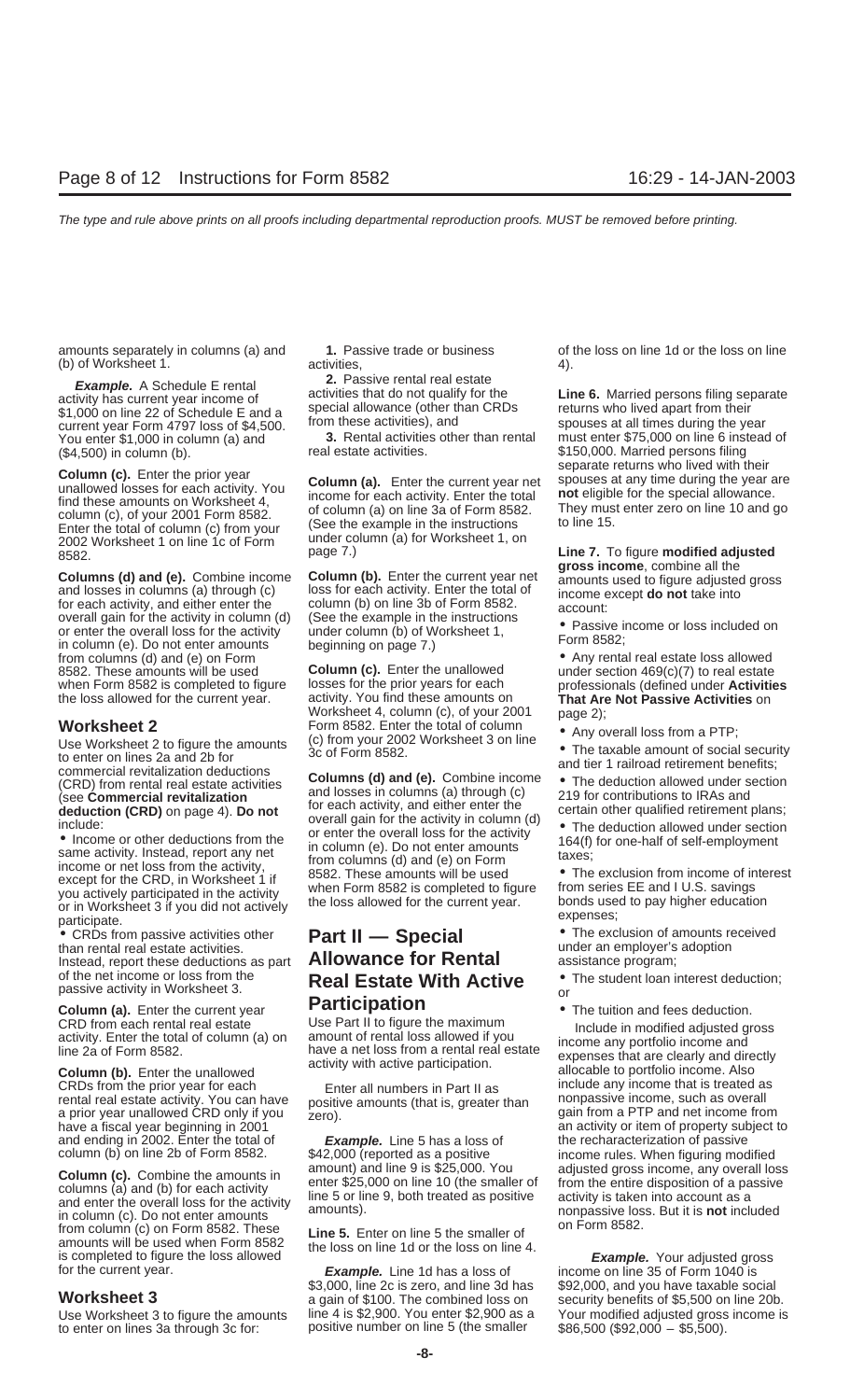amounts separately in columns (a) and (b) of Worksheet 1.

***Example.*** A Schedule E rental activity has current year income of $1,000 on line 22 of Schedule E and a current year Form 4797 loss of $4,500. You enter $1,000 in column (a) and ($4,500) in column (b).

**Column (c).** Enter the prior year unallowed losses for each activity. You find these amounts on Worksheet 4, column (c), of your 2001 Form 8582. Enter the total of column (c) from your 2002 Worksheet 1 on line 1c of Form 8582.

**Columns (d) and (e).** Combine income and losses in columns (a) through (c) for each activity, and either enter the overall gain for the activity in column (d) or enter the overall loss for the activity in column (e). Do not enter amounts from columns (d) and (e) on Form 8582. These amounts will be used when Form 8582 is completed to figure the loss allowed for the current year.

## Worksheet 2

Use Worksheet 2 to figure the amounts to enter on lines 2a and 2b for commercial revitalization deductions (CRD) from rental real estate activities (see **Commercial revitalization deduction (CRD)** on page 4). **Do not** include:

- Income or other deductions from the same activity. Instead, report any net income or net loss from the activity, except for the CRD, in Worksheet 1 if you actively participated in the activity or in Worksheet 3 if you did not actively participate.
- CRDs from passive activities other than rental real estate activities. Instead, report these deductions as part of the net income or loss from the passive activity in Worksheet 3.

**Column (a).** Enter the current year CRD from each rental real estate activity. Enter the total of column (a) on line 2a of Form 8582.

**Column (b).** Enter the unallowed CRDs from the prior year for each rental real estate activity. You can have a prior year unallowed CRD only if you have a fiscal year beginning in 2001 and ending in 2002. Enter the total of column (b) on line 2b of Form 8582.

**Column (c).** Combine the amounts in columns (a) and (b) for each activity and enter the overall loss for the activity in column (c). Do not enter amounts from column (c) on Form 8582. These amounts will be used when Form 8582 is completed to figure the loss allowed for the current year.

## Worksheet 3

Use Worksheet 3 to figure the amounts to enter on lines 3a through 3c for:

1. Passive trade or business activities,
2. Passive rental real estate activities that do not qualify for the special allowance (other than CRDs from these activities), and
3. Rental activities other than rental real estate activities.

**Column (a).** Enter the current year net income for each activity. Enter the total of column (a) on line 3a of Form 8582. (See the example in the instructions under column (a) for Worksheet 1, on page 7.)

**Column (b).** Enter the current year net loss for each activity. Enter the total of column (b) on line 3b of Form 8582. (See the example in the instructions under column (b) of Worksheet 1, beginning on page 7.)

**Column (c).** Enter the unallowed losses for the prior years for each activity. You find these amounts on Worksheet 4, column (c), of your 2001 Form 8582. Enter the total of column (c) from your 2002 Worksheet 3 on line 3c of Form 8582.

**Columns (d) and (e).** Combine income and losses in columns (a) through (c) for each activity, and either enter the overall gain for the activity in column (d) or enter the overall loss for the activity in column (e). Do not enter amounts from columns (d) and (e) on Form 8582. These amounts will be used when Form 8582 is completed to figure the loss allowed for the current year.

# Part II — Special Allowance for Rental Real Estate With Active Participation

Use Part II to figure the maximum amount of rental loss allowed if you have a net loss from a rental real estate activity with active participation.

Enter all numbers in Part II as positive amounts (that is, greater than zero).

***Example.*** Line 5 has a loss of $42,000 (reported as a positive amount) and line 9 is $25,000. You enter $25,000 on line 10 (the smaller of line 5 or line 9, both treated as positive amounts).

**Line 5.** Enter on line 5 the smaller of the loss on line 1d or the loss on line 4.

***Example.*** Line 1d has a loss of $3,000, line 2c is zero, and line 3d has a gain of $100. The combined loss on line 4 is $2,900. You enter $2,900 as a positive number on line 5 (the smaller of the loss on line 1d or the loss on line 4).

**Line 6.** Married persons filing separate returns who lived apart from their spouses at all times during the year must enter $75,000 on line 6 instead of $150,000. Married persons filing separate returns who lived with their spouses at any time during the year are **not** eligible for the special allowance. They must enter zero on line 10 and go to line 15.

**Line 7.** To figure **modified adjusted gross income**, combine all the amounts used to figure adjusted gross income except **do not** take into account:

- Passive income or loss included on Form 8582;
- Any rental real estate loss allowed under section 469(c)(7) to real estate professionals (defined under **Activities That Are Not Passive Activities** on page 2);
- Any overall loss from a PTP;
- The taxable amount of social security and tier 1 railroad retirement benefits;
- The deduction allowed under section 219 for contributions to IRAs and certain other qualified retirement plans;
- The deduction allowed under section 164(f) for one-half of self-employment taxes;
- The exclusion from income of interest from series EE and I U.S. savings bonds used to pay higher education expenses;
- The exclusion of amounts received under an employer's adoption assistance program;
- The student loan interest deduction; or
- The tuition and fees deduction.

Include in modified adjusted gross income any portfolio income and expenses that are clearly and directly allocable to portfolio income. Also include any income that is treated as nonpassive income, such as overall gain from a PTP and net income from an activity or item of property subject to the recharacterization of passive income rules. When figuring modified adjusted gross income, any overall loss from the entire disposition of a passive activity is taken into account as a nonpassive loss. But it is **not** included on Form 8582.

***Example.*** Your adjusted gross income on line 35 of Form 1040 is $92,000, and you have taxable social security benefits of $5,500 on line 20b. Your modified adjusted gross income is $86,500 ($92,000 − $5,500).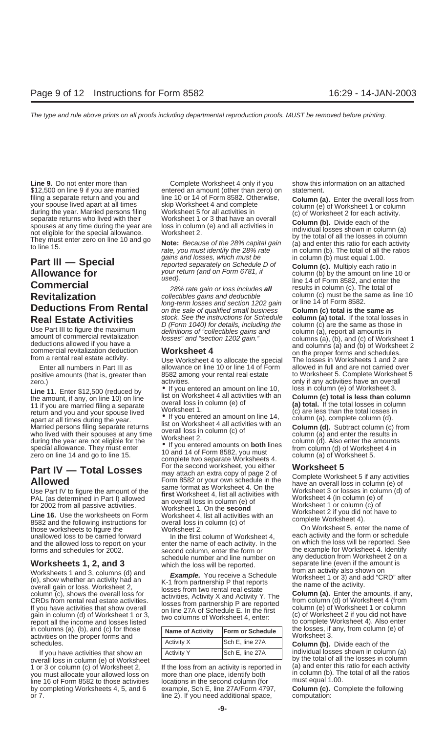**Line 9.** Do not enter more than $12,500 on line 9 if you are married filing a separate return and you and your spouse lived apart at all times during the year. Married persons filing separate returns who lived with their spouses at any time during the year are not eligible for the special allowance. They must enter zero on line 10 and go to line 15.

## Part III — Special Allowance for Commercial Revitalization Deductions From Rental Real Estate Activities

Use Part III to figure the maximum amount of commercial revitalization deductions allowed if you have a commercial revitalization deduction from a rental real estate activity.

Enter all numbers in Part III as positive amounts (that is, greater than zero.)

**Line 11.** Enter $12,500 (reduced by the amount, if any, on line 10) on line 11 if you are married filing a separate return and you and your spouse lived apart at all times during the year. Married persons filing separate returns who lived with their spouses at any time during the year are not eligible for the special allowance. They must enter zero on line 14 and go to line 15.

## Part IV — Total Losses Allowed

Use Part IV to figure the amount of the PAL (as determined in Part I) allowed for 2002 from all passive activities.

**Line 16.** Use the worksheets on Form 8582 and the following instructions for those worksheets to figure the unallowed loss to be carried forward and the allowed loss to report on your forms and schedules for 2002.

### Worksheets 1, 2, and 3

Worksheets 1 and 3, columns (d) and (e), show whether an activity had an overall gain or loss. Worksheet 2, column (c), shows the overall loss for CRDs from rental real estate activities. If you have activities that show overall gain in column (d) of Worksheet 1 or 3, report all the income and losses listed in columns (a), (b), and (c) for those activities on the proper forms and schedules.

If you have activities that show an overall loss in column (e) of Worksheet 1 or 3 or column (c) of Worksheet 2, you must allocate your allowed loss on line 16 of Form 8582 to those activities by completing Worksheets 4, 5, and 6 or 7.

Complete Worksheet 4 only if you entered an amount (other than zero) on line 10 or 14 of Form 8582. Otherwise, skip Worksheet 4 and complete Worksheet 5 for all activities in Worksheet 1 or 3 that have an overall loss in column (e) and all activities in Worksheet 2.

**Note:** *Because of the 28% capital gain rate, you must identify the 28% rate gains and losses, which must be reported separately on Schedule D of your return (and on Form 6781, if used).*

*28% rate gain or loss includes **all** collectibles gains and deductible long-term losses and section 1202 gain on the sale of qualified small business stock. See the instructions for Schedule D (Form 1040) for details, including the definitions of "collectibles gains and losses" and "section 1202 gain."*

### Worksheet 4

Use Worksheet 4 to allocate the special allowance on line 10 or line 14 of Form 8582 among your rental real estate activities.

- If you entered an amount on line 10, list on Worksheet 4 all activities with an overall loss in column (e) of Worksheet 1.
- If you entered an amount on line 14, list on Worksheet 4 all activities with an overall loss in column (c) of Worksheet 2.
- If you entered amounts on **both** lines 10 and 14 of Form 8582, you must complete two separate Worksheets 4. For the second worksheet, you either may attach an extra copy of page 2 of Form 8582 or your own schedule in the same format as Worksheet 4. On the **first** Worksheet 4, list all activities with an overall loss in column (e) of Worksheet 1. On the **second** Worksheet 4, list all activities with an overall loss in column (c) of Worksheet 2.

In the first column of Worksheet 4, enter the name of each activity. In the second column, enter the form or schedule number and line number on which the loss will be reported.

***Example.*** You receive a Schedule K-1 from partnership P that reports losses from two rental real estate activities, Activity X and Activity Y. The losses from partnership P are reported on line 27A of Schedule E. In the first two columns of Worksheet 4, enter:

| Name of Activity | Form or Schedule |
|---|---|
| Activity X | Sch E, line 27A |
| Activity Y | Sch E, line 27A |

If the loss from an activity is reported in more than one place, identify both locations in the second column (for example, Sch E, line 27A/Form 4797, line 2). If you need additional space, show this information on an attached statement.

**Column (a).** Enter the overall loss from column (e) of Worksheet 1 or column (c) of Worksheet 2 for each activity.

**Column (b).** Divide each of the individual losses shown in column (a) by the total of all the losses in column (a) and enter this ratio for each activity in column (b). The total of all the ratios in column (b) must equal 1.00.

**Column (c).** Multiply each ratio in column (b) by the amount on line 10 or line 14 of Form 8582, and enter the results in column (c). The total of column (c) must be the same as line 10 or line 14 of Form 8582.

**Column (c) total is the same as column (a) total.** If the total losses in column (c) are the same as those in column (a), report all amounts in columns (a), (b), and (c) of Worksheet 1 and columns (a) and (b) of Worksheet 2 on the proper forms and schedules. The losses in Worksheets 1 and 2 are allowed in full and are not carried over to Worksheet 5. Complete Worksheet 5 only if any activities have an overall loss in column (e) of Worksheet 3.

**Column (c) total is less than column (a) total.** If the total losses in column (c) are less than the total losses in column (a), complete column (d).

**Column (d).** Subtract column (c) from column (a) and enter the results in column (d). Also enter the amounts from column (d) of Worksheet 4 in column (a) of Worksheet 5.

### Worksheet 5

Complete Worksheet 5 if any activities have an overall loss in column (e) of Worksheet 3 or losses in column (d) of Worksheet 4 (in column (e) of Worksheet 1 or column (c) of Worksheet 2 if you did not have to complete Worksheet 4).

On Worksheet 5, enter the name of each activity and the form or schedule on which the loss will be reported. See the example for Worksheet 4. Identify any deduction from Worksheet 2 on a separate line (even if the amount is from an activity also shown on Worksheet 1 or 3) and add "CRD" after the name of the activity.

**Column (a).** Enter the amounts, if any, from column (d) of Worksheet 4 (from column (e) of Worksheet 1 or column (c) of Worksheet 2 if you did not have to complete Worksheet 4). Also enter the losses, if any, from column (e) of Worksheet 3.

**Column (b).** Divide each of the individual losses shown in column (a) by the total of all the losses in column (a) and enter this ratio for each activity in column (b). The total of all the ratios must equal 1.00.

**Column (c).** Complete the following computation: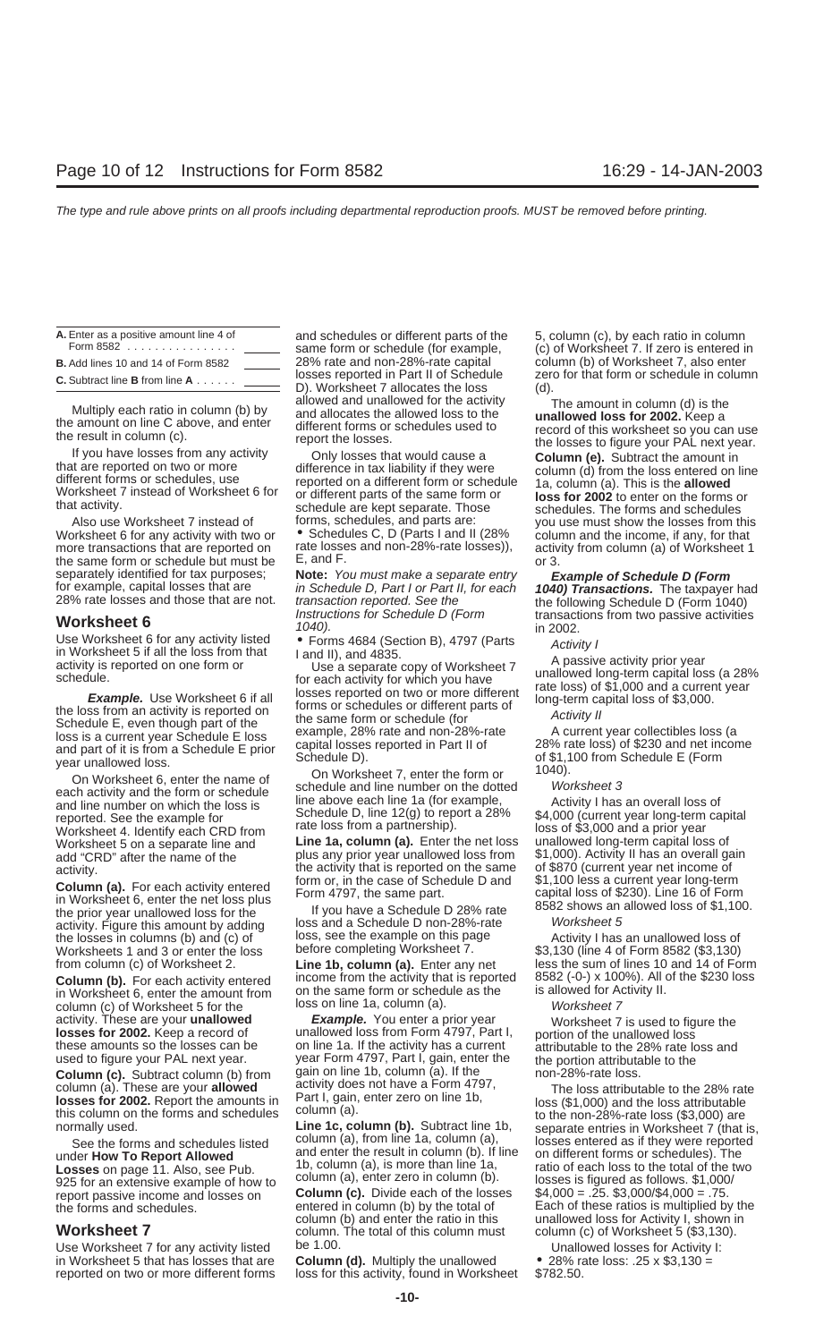The type and rule above prints on all proofs including departmental reproduction proofs. MUST be removed before printing.

| | |
|---|---|
| **A.** Enter as a positive amount line 4 of Form 8582 . . . . . . . . . . . . . . . . | |
| **B.** Add lines 10 and 14 of Form 8582 | |
| **C.** Subtract line **B** from line **A** . . . . . . | |

Multiply each ratio in column (b) by the amount on line C above, and enter the result in column (c).

If you have losses from any activity that are reported on two or more different forms or schedules, use Worksheet 7 instead of Worksheet 6 for that activity.

Also use Worksheet 7 instead of Worksheet 6 for any activity with two or more transactions that are reported on the same form or schedule but must be separately identified for tax purposes; for example, capital losses that are 28% rate losses and those that are not.

## Worksheet 6

Use Worksheet 6 for any activity listed in Worksheet 5 if all the loss from that activity is reported on one form or schedule.

***Example.*** Use Worksheet 6 if all the loss from an activity is reported on Schedule E, even though part of the loss is a current year Schedule E loss and part of it is from a Schedule E prior year unallowed loss.

On Worksheet 6, enter the name of each activity and the form or schedule and line number on which the loss is reported. See the example for Worksheet 4. Identify each CRD from Worksheet 5 on a separate line and add "CRD" after the name of the activity.

**Column (a).** For each activity entered in Worksheet 6, enter the net loss plus the prior year unallowed loss for the activity. Figure this amount by adding the losses in columns (b) and (c) of Worksheets 1 and 3 or enter the loss from column (c) of Worksheet 2.

**Column (b).** For each activity entered in Worksheet 6, enter the amount from column (c) of Worksheet 5 for the activity. These are your **unallowed losses for 2002.** Keep a record of these amounts so the losses can be used to figure your PAL next year.

**Column (c).** Subtract column (b) from column (a). These are your **allowed losses for 2002.** Report the amounts in this column on the forms and schedules normally used.

See the forms and schedules listed under **How To Report Allowed Losses** on page 11. Also, see Pub. 925 for an extensive example of how to report passive income and losses on the forms and schedules.

## Worksheet 7

Use Worksheet 7 for any activity listed in Worksheet 5 that has losses that are reported on two or more different forms and schedules or different parts of the same form or schedule (for example, 28% rate and non-28%-rate capital losses reported in Part II of Schedule D). Worksheet 7 allocates the loss allowed and unallowed for the activity and allocates the allowed loss to the different forms or schedules used to report the losses.

Only losses that would cause a difference in tax liability if they were reported on a different form or schedule or different parts of the same form or schedule are kept separate. Those forms, schedules, and parts are:

- Schedules C, D (Parts I and II (28% rate losses and non-28%-rate losses)), E, and F.

**Note:** *You must make a separate entry in Schedule D, Part I or Part II, for each transaction reported. See the Instructions for Schedule D (Form 1040).*

- Forms 4684 (Section B), 4797 (Parts I and II), and 4835.

Use a separate copy of Worksheet 7 for each activity for which you have losses reported on two or more different forms or schedules or different parts of the same form or schedule (for example, 28% rate and non-28%-rate capital losses reported in Part II of Schedule D).

On Worksheet 7, enter the form or schedule and line number on the dotted line above each line 1a (for example, Schedule D, line 12(g) to report a 28% rate loss from a partnership).

**Line 1a, column (a).** Enter the net loss plus any prior year unallowed loss from the activity that is reported on the same form or, in the case of Schedule D and Form 4797, the same part.

If you have a Schedule D 28% rate loss and a Schedule D non-28%-rate loss, see the example on this page before completing Worksheet 7.

**Line 1b, column (a).** Enter any net income from the activity that is reported on the same form or schedule as the loss on line 1a, column (a).

***Example.*** You enter a prior year unallowed loss from Form 4797, Part I, on line 1a. If the activity has a current year Form 4797, Part I, gain, enter the gain on line 1b, column (a). If the activity does not have a Form 4797, Part I, gain, enter zero on line 1b, column (a).

**Line 1c, column (b).** Subtract line 1b, column (a), from line 1a, column (a), and enter the result in column (b). If line 1b, column (a), is more than line 1a, column (a), enter zero in column (b).

**Column (c).** Divide each of the losses entered in column (b) by the total of column (b) and enter the ratio in this column. The total of this column must be 1.00.

**Column (d).** Multiply the unallowed loss for this activity, found in Worksheet 5, column (c), by each ratio in column (c) of Worksheet 7. If zero is entered in column (b) of Worksheet 7, also enter zero for that form or schedule in column (d).

The amount in column (d) is the **unallowed loss for 2002.** Keep a record of this worksheet so you can use the losses to figure your PAL next year.

**Column (e).** Subtract the amount in column (d) from the loss entered on line 1a, column (a). This is the **allowed loss for 2002** to enter on the forms or schedules. The forms and schedules you use must show the losses from this column and the income, if any, for that activity from column (a) of Worksheet 1 or 3.

***Example of Schedule D (Form 1040) Transactions.*** The taxpayer had the following Schedule D (Form 1040) transactions from two passive activities in 2002.

*Activity I*

A passive activity prior year unallowed long-term capital loss (a 28% rate loss) of $1,000 and a current year long-term capital loss of $3,000.

*Activity II*

A current year collectibles loss (a 28% rate loss) of $230 and net income of $1,100 from Schedule E (Form 1040).

*Worksheet 3*

Activity I has an overall loss of $4,000 (current year long-term capital loss of $3,000 and a prior year unallowed long-term capital loss of $1,000). Activity II has an overall gain of $870 (current year net income of $1,100 less a current year long-term capital loss of $230). Line 16 of Form 8582 shows an allowed loss of $1,100.

*Worksheet 5*

Activity I has an unallowed loss of $3,130 (line 4 of Form 8582 ($3,130) less the sum of lines 10 and 14 of Form 8582 (-0-) x 100%). All of the $230 loss is allowed for Activity II.

*Worksheet 7*

Worksheet 7 is used to figure the portion of the unallowed loss attributable to the 28% rate loss and the portion attributable to the non-28%-rate loss.

The loss attributable to the 28% rate loss ($1,000) and the loss attributable to the non-28%-rate loss ($3,000) are separate entries in Worksheet 7 (that is, losses entered as if they were reported on different forms or schedules). The ratio of each loss to the total of the two losses is figured as follows. $1,000/$4,000 = .25. $3,000/$4,000 = .75. Each of these ratios is multiplied by the unallowed loss for Activity I, shown in column (c) of Worksheet 5 ($3,130).

Unallowed losses for Activity I:

- 28% rate loss: .25 x $3,130 = $782.50.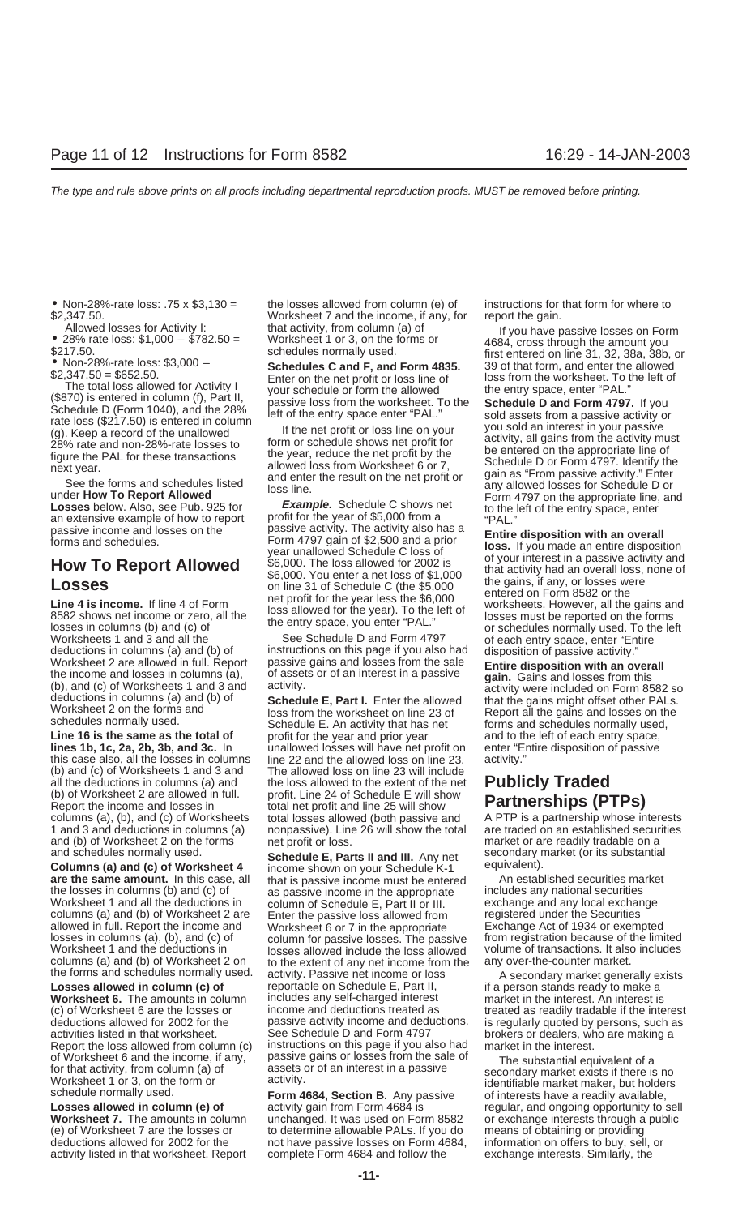• Non-28%-rate loss: .75 x $3,130 = $2,347.50.

Allowed losses for Activity I:

• 28% rate loss: $1,000 − $782.50 = $217.50.

• Non-28%-rate loss: $3,000 − $2,347.50 = $652.50.

The total loss allowed for Activity I ($870) is entered in column (f), Part II, Schedule D (Form 1040), and the 28% rate loss ($217.50) is entered in column (g). Keep a record of the unallowed 28% rate and non-28%-rate losses to figure the PAL for these transactions next year.

See the forms and schedules listed under **How To Report Allowed Losses** below. Also, see Pub. 925 for an extensive example of how to report passive income and losses on the forms and schedules.

## How To Report Allowed Losses

**Line 4 is income.** If line 4 of Form 8582 shows net income or zero, all the losses in columns (b) and (c) of Worksheets 1 and 3 and all the deductions in columns (a) and (b) of Worksheet 2 are allowed in full. Report the income and losses in columns (a), (b), and (c) of Worksheets 1 and 3 and deductions in columns (a) and (b) of Worksheet 2 on the forms and schedules normally used.

**Line 16 is the same as the total of lines 1b, 1c, 2a, 2b, 3b, and 3c.** In this case also, all the losses in columns (b) and (c) of Worksheets 1 and 3 and all the deductions in columns (a) and (b) of Worksheet 2 are allowed in full. Report the income and losses in columns (a), (b), and (c) of Worksheets 1 and 3 and deductions in columns (a) and (b) of Worksheet 2 on the forms and schedules normally used.

**Columns (a) and (c) of Worksheet 4 are the same amount.** In this case, all the losses in columns (b) and (c) of Worksheet 1 and all the deductions in columns (a) and (b) of Worksheet 2 are allowed in full. Report the income and losses in columns (a), (b), and (c) of Worksheet 1 and the deductions in columns (a) and (b) of Worksheet 2 on the forms and schedules normally used.

**Losses allowed in column (c) of Worksheet 6.** The amounts in column (c) of Worksheet 6 are the losses or deductions allowed for 2002 for the activities listed in that worksheet. Report the loss allowed from column (c) of Worksheet 6 and the income, if any, for that activity, from column (a) of Worksheet 1 or 3, on the form or schedule normally used.

**Losses allowed in column (e) of Worksheet 7.** The amounts in column (e) of Worksheet 7 are the losses or deductions allowed for 2002 for the activity listed in that worksheet. Report the losses allowed from column (e) of Worksheet 7 and the income, if any, for that activity, from column (a) of Worksheet 1 or 3, on the forms or schedules normally used.

**Schedules C and F, and Form 4835.** Enter on the net profit or loss line of your schedule or form the allowed passive loss from the worksheet. To the left of the entry space enter "PAL."

If the net profit or loss line on your form or schedule shows net profit for the year, reduce the net profit by the allowed loss from Worksheet 6 or 7, and enter the result on the net profit or loss line.

***Example.*** Schedule C shows net profit for the year of $5,000 from a passive activity. The activity also has a Form 4797 gain of $2,500 and a prior year unallowed Schedule C loss of $6,000. The loss allowed for 2002 is $6,000. You enter a net loss of $1,000 on line 31 of Schedule C (the $5,000 net profit for the year less the $6,000 loss allowed for the year). To the left of the entry space, you enter "PAL."

See Schedule D and Form 4797 instructions on this page if you also had passive gains and losses from the sale of assets or of an interest in a passive activity.

**Schedule E, Part I.** Enter the allowed loss from the worksheet on line 23 of Schedule E. An activity that has net profit for the year and prior year unallowed losses will have net profit on line 22 and the allowed loss on line 23. The allowed loss on line 23 will include the losses allowed to the extent of the net profit. Line 24 of Schedule E will show total net profit and line 25 will show total losses allowed (both passive and nonpassive). Line 26 will show the total net profit or loss.

**Schedule E, Parts II and III.** Any net income shown on your Schedule K-1 that is passive income must be entered as passive income in the appropriate column of Schedule E, Part II or III. Enter the passive loss allowed from Worksheet 6 or 7 in the appropriate column for passive losses. The passive losses allowed include the loss allowed to the extent of any net income from the activity. Passive net income or loss reportable on Schedule E, Part II, includes any self-charged interest income and deductions treated as passive activity income and deductions. See Schedule D and Form 4797 instructions on this page if you also had passive gains or losses from the sale of assets or of an interest in a passive activity.

**Form 4684, Section B.** Any passive activity gain from Form 4684 is unchanged. It was used on Form 8582 to determine allowable PALs. If you do not have passive losses on Form 4684, complete Form 4684 and follow the instructions for that form for where to report the gain.

If you have passive losses on Form 4684, cross through the amount you first entered on line 31, 32, 38a, 38b, or 39 of that form, and enter the allowed loss from the worksheet. To the left of the entry space, enter "PAL."

**Schedule D and Form 4797.** If you sold assets from a passive activity or you sold an interest in your passive activity, all gains from the activity must be entered on the appropriate line of Schedule D or Form 4797. Identify the gain as "From passive activity." Enter any allowed losses for Schedule D or Form 4797 on the appropriate line, and to the left of the entry space, enter "PAL."

**Entire disposition with an overall loss.** If you made an entire disposition of your interest in a passive activity and that activity had an overall loss, none of the gains, if any, or losses were entered on Form 8582 or the worksheets. However, all the gains and losses must be reported on the forms or schedules normally used. To the left of each entry space, enter "Entire disposition of passive activity."

**Entire disposition with an overall gain.** Gains and losses from this activity were included on Form 8582 so that the gains might offset other PALs. Report all the gains and losses on the forms and schedules normally used, and to the left of each entry space, enter "Entire disposition of passive activity."

## Publicly Traded Partnerships (PTPs)

A PTP is a partnership whose interests are traded on an established securities market or are readily tradable on a secondary market (or its substantial equivalent).

An established securities market includes any national securities exchange and any local exchange registered under the Securities Exchange Act of 1934 or exempted from registration because of the limited volume of transactions. It also includes any over-the-counter market.

A secondary market generally exists if a person stands ready to make a market in the interest. An interest is treated as readily tradable if the interest is regularly quoted by persons, such as brokers or dealers, who are making a market in the interest.

The substantial equivalent of a secondary market exists if there is no identifiable market maker, but holders of interests have a readily available, regular, and ongoing opportunity to sell or exchange interests through a public means of obtaining or providing information on offers to buy, sell, or exchange interests. Similarly, the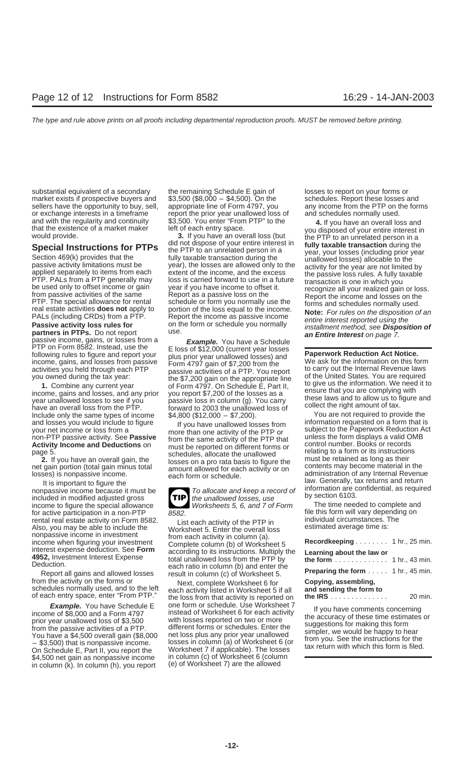substantial equivalent of a secondary market exists if prospective buyers and sellers have the opportunity to buy, sell, or exchange interests in a timeframe and with the regularity and continuity that the existence of a market maker would provide.

## Special Instructions for PTPs

Section 469(k) provides that the passive activity limitations must be applied separately to items from each PTP. PALs from a PTP generally may be used only to offset income or gain from passive activities of the same PTP. The special allowance for rental real estate activities **does not** apply to PALs (including CRDs) from a PTP.

**Passive activity loss rules for partners in PTPs.** Do not report passive income, gains, or losses from a PTP on Form 8582. Instead, use the following rules to figure and report your income, gains, and losses from passive activities you held through each PTP you owned during the tax year:

**1.** Combine any current year income, gains and losses, and any prior year unallowed losses to see if you have an overall loss from the PTP. Include only the same types of income and losses you would include to figure your net income or loss from a non-PTP passive activity. See **Passive Activity Income and Deductions** on page 5.

**2.** If you have an overall gain, the net gain portion (total gain minus total losses) is nonpassive income.

It is important to figure the nonpassive income because it must be included in modified adjusted gross income to figure the special allowance for active participation in a non-PTP rental real estate activity on Form 8582. Also, you may be able to include the nonpassive income in investment income when figuring your investment interest expense deduction. See **Form 4952,** Investment Interest Expense Deduction.

Report all gains and allowed losses from the activity on the forms or schedules normally used, and to the left of each entry space, enter "From PTP."

***Example.*** You have Schedule E income of $8,000 and a Form 4797 prior year unallowed loss of $3,500 from the passive activities of a PTP. You have a $4,500 overall gain ($8,000 − $3,500) that is nonpassive income. On Schedule E, Part II, you report the $4,500 net gain as nonpassive income in column (k). In column (h), you report the remaining Schedule E gain of $3,500 ($8,000 − $4,500). On the appropriate line of Form 4797, you report the prior year unallowed loss of $3,500. You enter "From PTP" to the left of each entry space.

**3.** If you have an overall loss (but did not dispose of your entire interest in the PTP to an unrelated person in a fully taxable transaction during the year), the losses are allowed only to the extent of the income, and the excess loss is carried forward to use in a future year if you have income to offset it. Report as a passive loss on the schedule or form you normally use the portion of the loss equal to the income. Report the income as passive income on the form or schedule you normally use.

***Example.*** You have a Schedule E loss of $12,000 (current year losses plus prior year unallowed losses) and Form 4797 gain of $7,200 from the passive activities of a PTP. You report the $7,200 gain on the appropriate line of Form 4797. On Schedule E, Part II, you report $7,200 of the losses as a passive loss in column (g). You carry forward to 2003 the unallowed loss of $4,800 ($12,000 − $7,200).

If you have unallowed losses from more than one activity of the PTP or from the same activity of the PTP that must be reported on different forms or schedules, allocate the unallowed losses on a pro rata basis to figure the amount allowed for each activity or on each form or schedule.

**TIP** *To allocate and keep a record of the unallowed losses, use Worksheets 5, 6, and 7 of Form 8582.*

List each activity of the PTP in Worksheet 5. Enter the overall loss from each activity in column (a). Complete column (b) of Worksheet 5 according to its instructions. Multiply the total unallowed loss from the PTP by each ratio in column (b) and enter the result in column (c) of Worksheet 5.

Next, complete Worksheet 6 for each activity listed in Worksheet 5 if all the loss from that activity is reported on one form or schedule. Use Worksheet 7 instead of Worksheet 6 for each activity with losses reported on two or more different forms or schedules. Enter the net loss plus any prior year unallowed losses in column (a) of Worksheet 6 (or Worksheet 7 if applicable). The losses in column (c) of Worksheet 6 (column (e) of Worksheet 7) are the allowed losses to report on your forms or schedules. Report these losses and any income from the PTP on the forms and schedules normally used.

**4.** If you have an overall loss and you disposed of your entire interest in the PTP to an unrelated person in a **fully taxable transaction** during the year, your losses (including prior year unallowed losses) allocable to the activity for the year are not limited by the passive loss rules. A fully taxable transaction is one in which you recognize all your realized gain or loss. Report the income and losses on the forms and schedules normally used.

***Note:*** *For rules on the disposition of an entire interest reported using the installment method, see* ***Disposition of an Entire Interest*** *on page 7.*

## Paperwork Reduction Act Notice.

We ask for the information on this form to carry out the Internal Revenue laws of the United States. You are required to give us the information. We need it to ensure that you are complying with these laws and to allow us to figure and collect the right amount of tax.

You are not required to provide the information requested on a form that is subject to the Paperwork Reduction Act unless the form displays a valid OMB control number. Books or records relating to a form or its instructions must be retained as long as their contents may become material in the administration of any Internal Revenue law. Generally, tax returns and return information are confidential, as required by section 6103.

The time needed to complete and file this form will vary depending on individual circumstances. The estimated average time is:

| | |
|---|---|
| **Recordkeeping** | 1 hr., 25 min. |
| **Learning about the law or the form** | 1 hr., 43 min. |
| **Preparing the form** | 1 hr., 45 min. |
| **Copying, assembling, and sending the form to the IRS** | 20 min. |

If you have comments concerning the accuracy of these time estimates or suggestions for making this form simpler, we would be happy to hear from you. See the instructions for the tax return with which this form is filed.